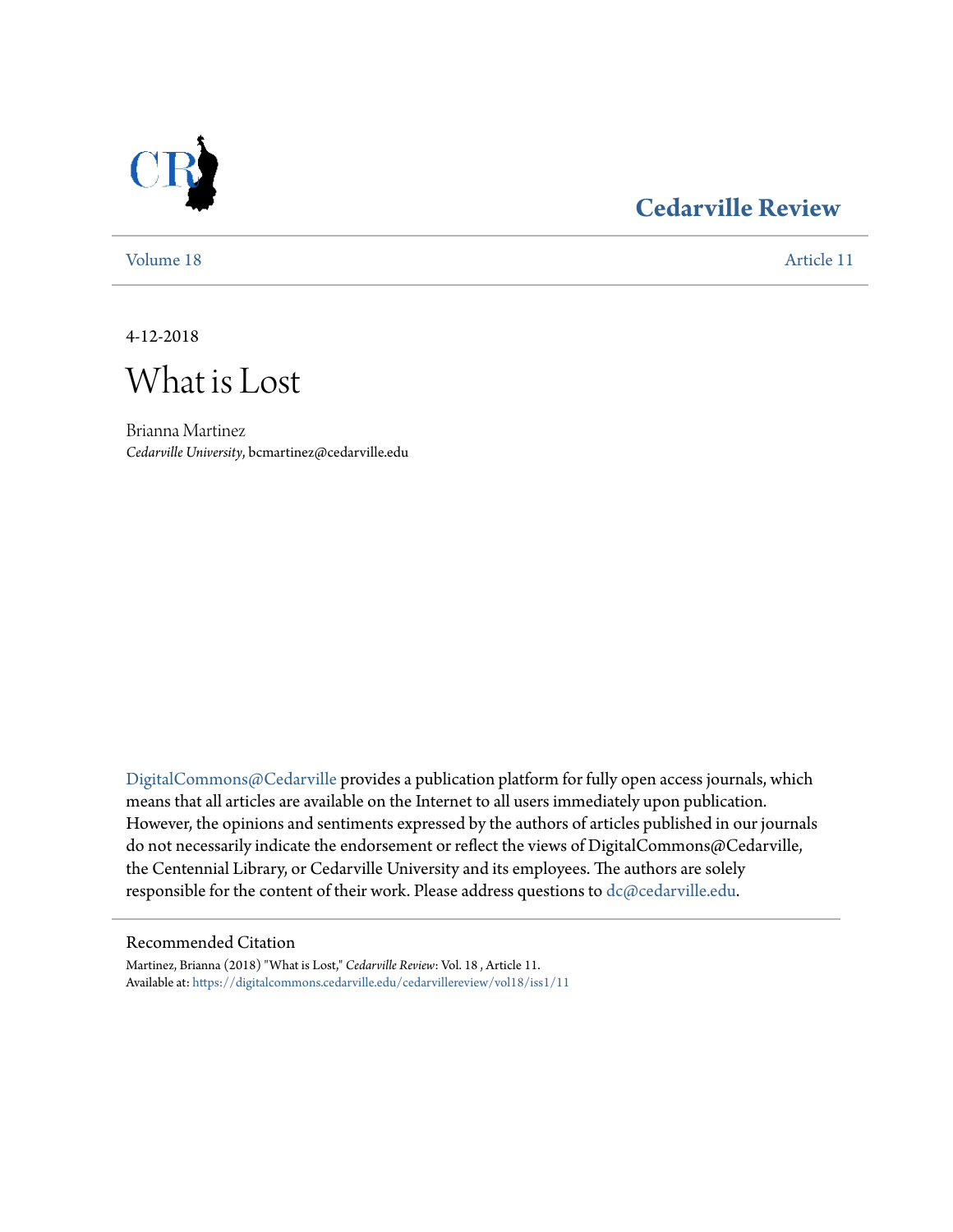Cedarville Review

Volume 18 | Article 11

4-12-2018

# What is Lost

Brianna Martinez
*Cedarville University*, bcmartinez@cedarville.edu

DigitalCommons@Cedarville provides a publication platform for fully open access journals, which means that all articles are available on the Internet to all users immediately upon publication. However, the opinions and sentiments expressed by the authors of articles published in our journals do not necessarily indicate the endorsement or reflect the views of DigitalCommons@Cedarville, the Centennial Library, or Cedarville University and its employees. The authors are solely responsible for the content of their work. Please address questions to dc@cedarville.edu.

## Recommended Citation

Martinez, Brianna (2018) "What is Lost," *Cedarville Review*: Vol. 18 , Article 11.
Available at: https://digitalcommons.cedarville.edu/cedarvillereview/vol18/iss1/11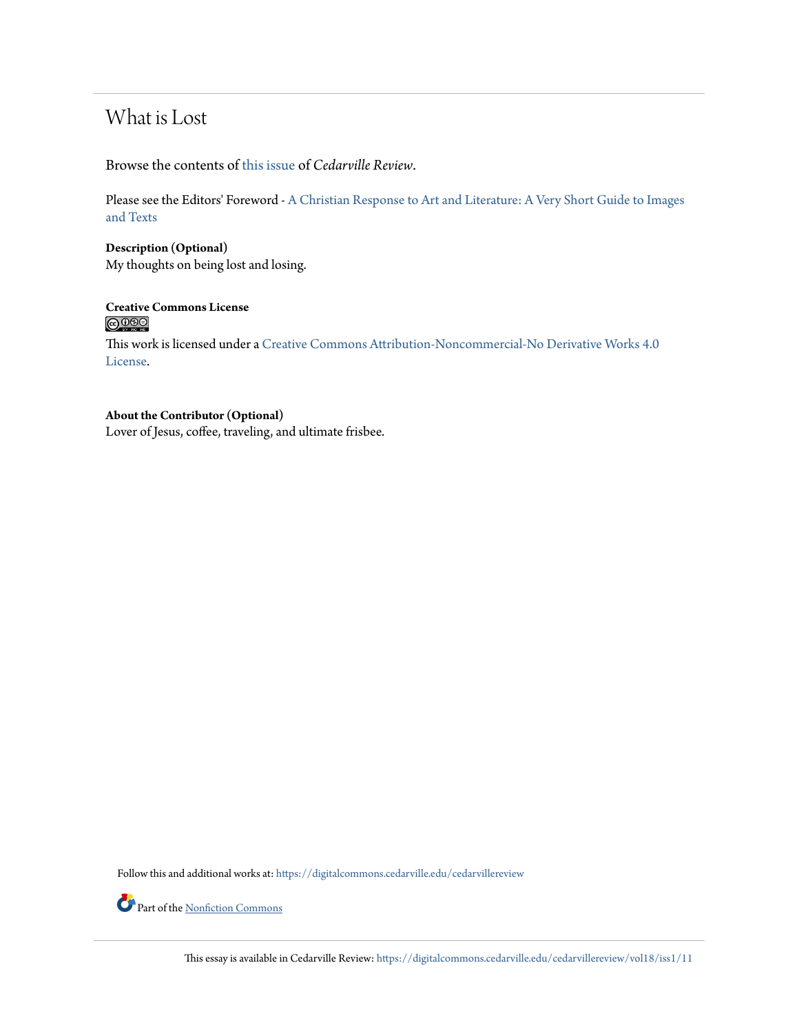## What is Lost

Browse the contents of this issue of *Cedarville Review*.

Please see the Editors' Foreword - A Christian Response to Art and Literature: A Very Short Guide to Images and Texts

**Description (Optional)**
My thoughts on being lost and losing.

**Creative Commons License**

This work is licensed under a Creative Commons Attribution-Noncommercial-No Derivative Works 4.0 License.

**About the Contributor (Optional)**
Lover of Jesus, coffee, traveling, and ultimate frisbee.

Follow this and additional works at: https://digitalcommons.cedarville.edu/cedarvillereview

Part of the Nonfiction Commons

This essay is available in Cedarville Review: https://digitalcommons.cedarville.edu/cedarvillereview/vol18/iss1/11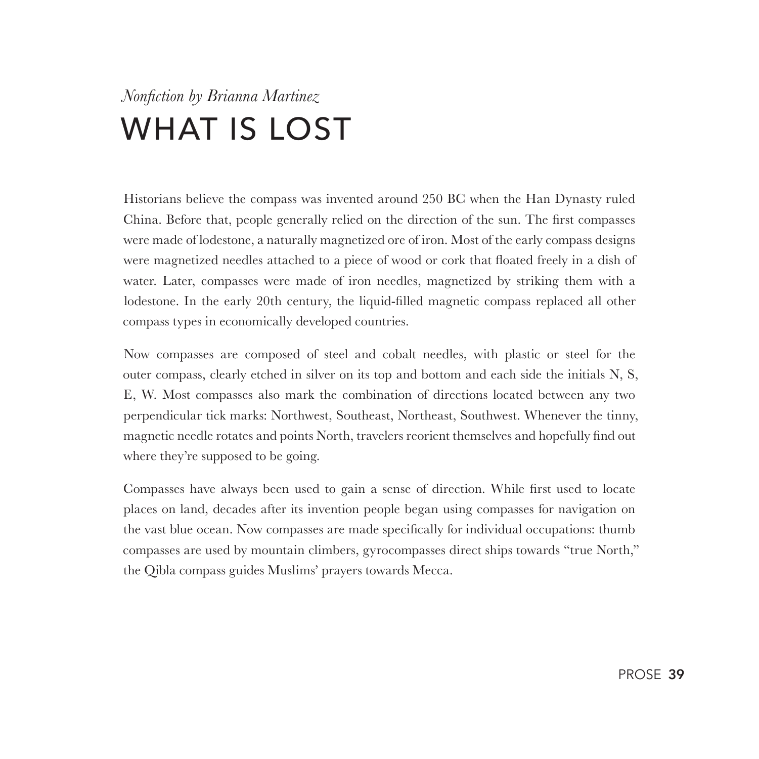*Nonfiction by Brianna Martinez*

# WHAT IS LOST

Historians believe the compass was invented around 250 BC when the Han Dynasty ruled China. Before that, people generally relied on the direction of the sun. The first compasses were made of lodestone, a naturally magnetized ore of iron. Most of the early compass designs were magnetized needles attached to a piece of wood or cork that floated freely in a dish of water. Later, compasses were made of iron needles, magnetized by striking them with a lodestone. In the early 20th century, the liquid-filled magnetic compass replaced all other compass types in economically developed countries.

Now compasses are composed of steel and cobalt needles, with plastic or steel for the outer compass, clearly etched in silver on its top and bottom and each side the initials N, S, E, W. Most compasses also mark the combination of directions located between any two perpendicular tick marks: Northwest, Southeast, Northeast, Southwest. Whenever the tinny, magnetic needle rotates and points North, travelers reorient themselves and hopefully find out where they're supposed to be going.

Compasses have always been used to gain a sense of direction. While first used to locate places on land, decades after its invention people began using compasses for navigation on the vast blue ocean. Now compasses are made specifically for individual occupations: thumb compasses are used by mountain climbers, gyrocompasses direct ships towards "true North," the Qibla compass guides Muslims' prayers towards Mecca.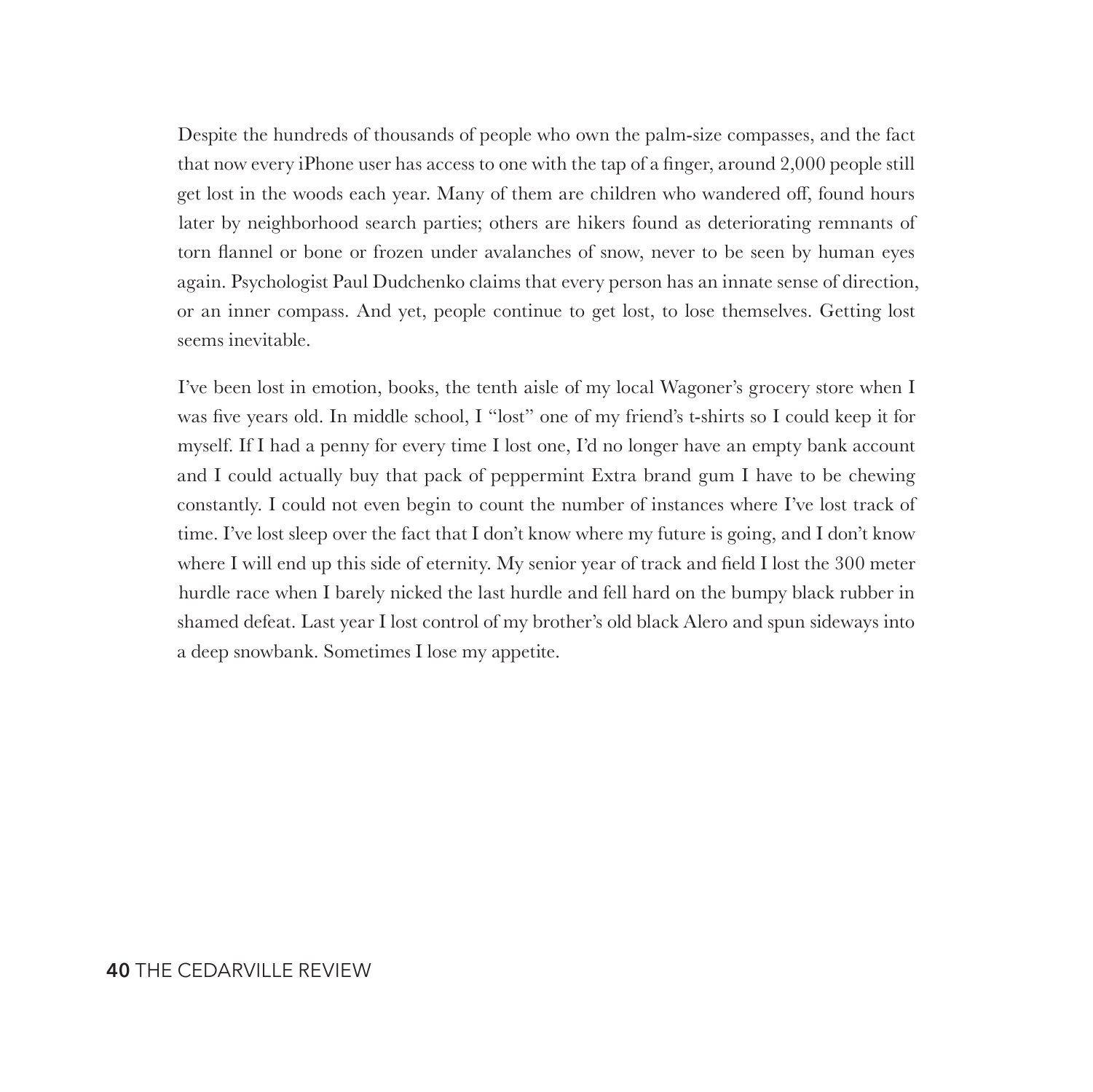Despite the hundreds of thousands of people who own the palm-size compasses, and the fact that now every iPhone user has access to one with the tap of a finger, around 2,000 people still get lost in the woods each year. Many of them are children who wandered off, found hours later by neighborhood search parties; others are hikers found as deteriorating remnants of torn flannel or bone or frozen under avalanches of snow, never to be seen by human eyes again. Psychologist Paul Dudchenko claims that every person has an innate sense of direction, or an inner compass. And yet, people continue to get lost, to lose themselves. Getting lost seems inevitable.

I've been lost in emotion, books, the tenth aisle of my local Wagoner's grocery store when I was five years old. In middle school, I "lost" one of my friend's t-shirts so I could keep it for myself. If I had a penny for every time I lost one, I'd no longer have an empty bank account and I could actually buy that pack of peppermint Extra brand gum I have to be chewing constantly. I could not even begin to count the number of instances where I've lost track of time. I've lost sleep over the fact that I don't know where my future is going, and I don't know where I will end up this side of eternity. My senior year of track and field I lost the 300 meter hurdle race when I barely nicked the last hurdle and fell hard on the bumpy black rubber in shamed defeat. Last year I lost control of my brother's old black Alero and spun sideways into a deep snowbank. Sometimes I lose my appetite.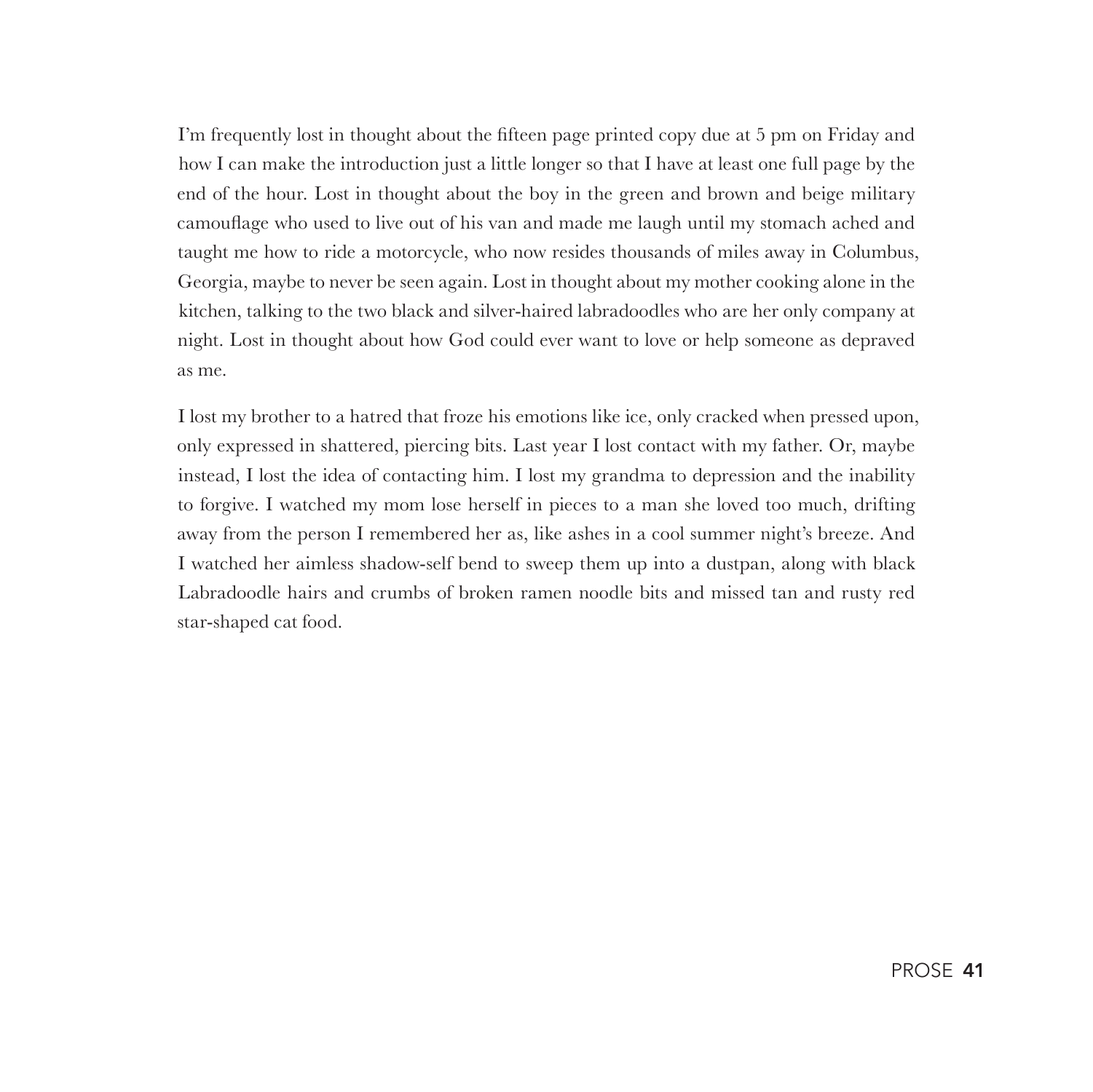I'm frequently lost in thought about the fifteen page printed copy due at 5 pm on Friday and how I can make the introduction just a little longer so that I have at least one full page by the end of the hour. Lost in thought about the boy in the green and brown and beige military camouflage who used to live out of his van and made me laugh until my stomach ached and taught me how to ride a motorcycle, who now resides thousands of miles away in Columbus, Georgia, maybe to never be seen again. Lost in thought about my mother cooking alone in the kitchen, talking to the two black and silver-haired labradoodles who are her only company at night. Lost in thought about how God could ever want to love or help someone as depraved as me.

I lost my brother to a hatred that froze his emotions like ice, only cracked when pressed upon, only expressed in shattered, piercing bits. Last year I lost contact with my father. Or, maybe instead, I lost the idea of contacting him. I lost my grandma to depression and the inability to forgive. I watched my mom lose herself in pieces to a man she loved too much, drifting away from the person I remembered her as, like ashes in a cool summer night's breeze. And I watched her aimless shadow-self bend to sweep them up into a dustpan, along with black Labradoodle hairs and crumbs of broken ramen noodle bits and missed tan and rusty red star-shaped cat food.